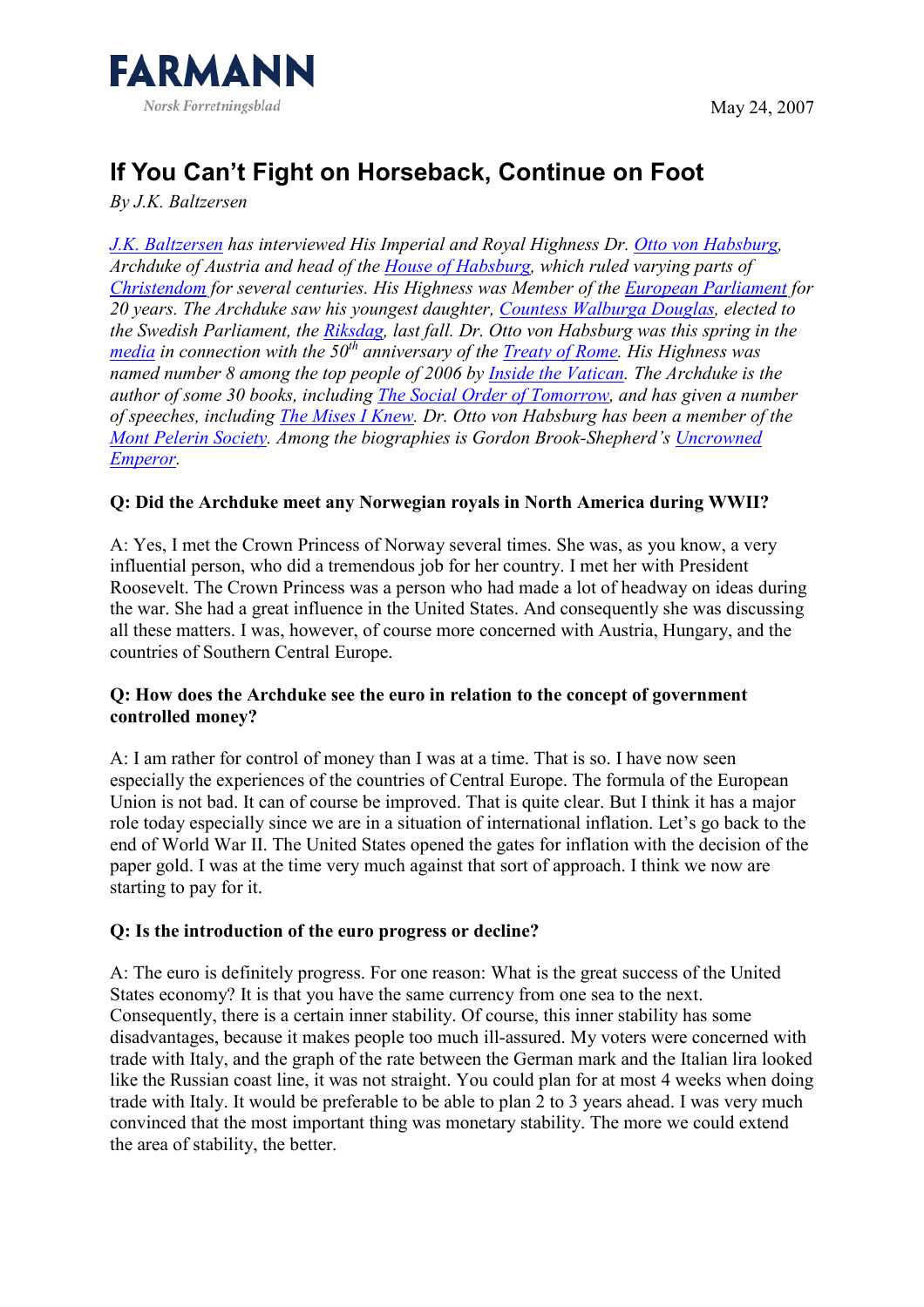FARMANN

Norsk Forretningsblad

May 24, 2007

# If You Can't Fight on Horseback, Continue on Foot

*By J.K. Baltzersen*

*J.K. Baltzersen has interviewed His Imperial and Royal Highness Dr. Otto von Habsburg, Archduke of Austria and head of the House of Habsburg, which ruled varying parts of Christendom for several centuries. His Highness was Member of the European Parliament for 20 years. The Archduke saw his youngest daughter, Countess Walburga Douglas, elected to the Swedish Parliament, the Riksdag, last fall. Dr. Otto von Habsburg was this spring in the media in connection with the 50th anniversary of the Treaty of Rome. His Highness was named number 8 among the top people of 2006 by Inside the Vatican. The Archduke is the author of some 30 books, including The Social Order of Tomorrow, and has given a number of speeches, including The Mises I Knew. Dr. Otto von Habsburg has been a member of the Mont Pelerin Society. Among the biographies is Gordon Brook-Shepherd's Uncrowned Emperor.*

**Q: Did the Archduke meet any Norwegian royals in North America during WWII?**

A: Yes, I met the Crown Princess of Norway several times. She was, as you know, a very influential person, who did a tremendous job for her country. I met her with President Roosevelt. The Crown Princess was a person who had made a lot of headway on ideas during the war. She had a great influence in the United States. And consequently she was discussing all these matters. I was, however, of course more concerned with Austria, Hungary, and the countries of Southern Central Europe.

**Q: How does the Archduke see the euro in relation to the concept of government controlled money?**

A: I am rather for control of money than I was at a time. That is so. I have now seen especially the experiences of the countries of Central Europe. The formula of the European Union is not bad. It can of course be improved. That is quite clear. But I think it has a major role today especially since we are in a situation of international inflation. Let's go back to the end of World War II. The United States opened the gates for inflation with the decision of the paper gold. I was at the time very much against that sort of approach. I think we now are starting to pay for it.

**Q: Is the introduction of the euro progress or decline?**

A: The euro is definitely progress. For one reason: What is the great success of the United States economy? It is that you have the same currency from one sea to the next. Consequently, there is a certain inner stability. Of course, this inner stability has some disadvantages, because it makes people too much ill-assured. My voters were concerned with trade with Italy, and the graph of the rate between the German mark and the Italian lira looked like the Russian coast line, it was not straight. You could plan for at most 4 weeks when doing trade with Italy. It would be preferable to be able to plan 2 to 3 years ahead. I was very much convinced that the most important thing was monetary stability. The more we could extend the area of stability, the better.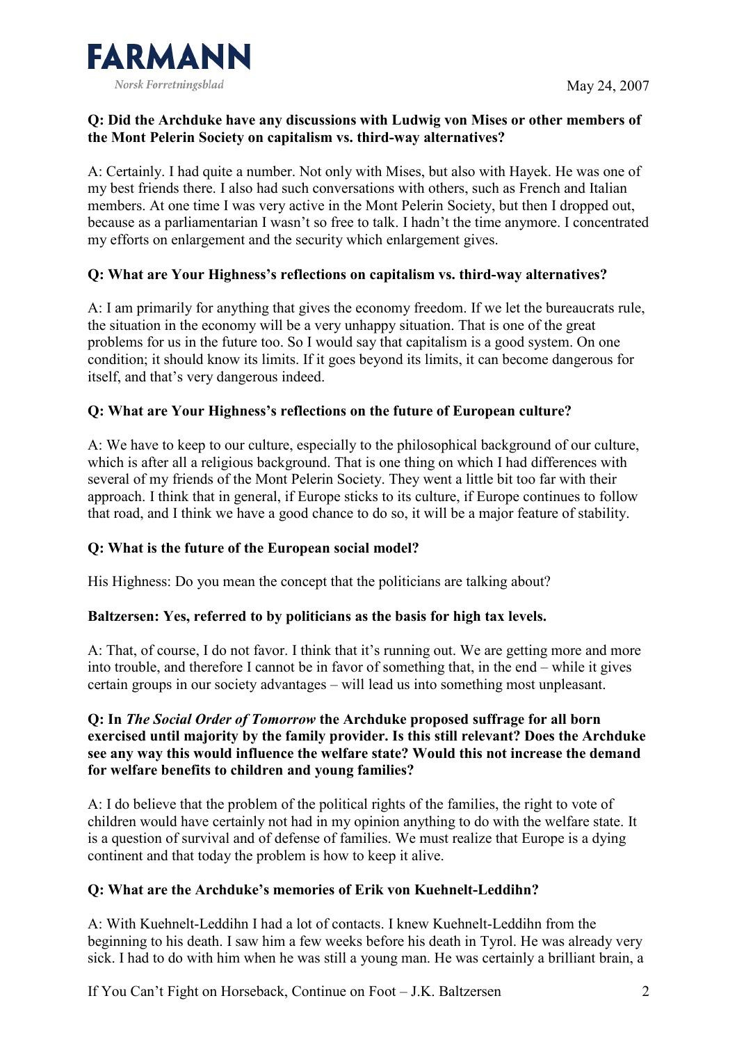**Q: Did the Archduke have any discussions with Ludwig von Mises or other members of the Mont Pelerin Society on capitalism vs. third-way alternatives?**

A: Certainly. I had quite a number. Not only with Mises, but also with Hayek. He was one of my best friends there. I also had such conversations with others, such as French and Italian members. At one time I was very active in the Mont Pelerin Society, but then I dropped out, because as a parliamentarian I wasn't so free to talk. I hadn't the time anymore. I concentrated my efforts on enlargement and the security which enlargement gives.

**Q: What are Your Highness's reflections on capitalism vs. third-way alternatives?**

A: I am primarily for anything that gives the economy freedom. If we let the bureaucrats rule, the situation in the economy will be a very unhappy situation. That is one of the great problems for us in the future too. So I would say that capitalism is a good system. On one condition; it should know its limits. If it goes beyond its limits, it can become dangerous for itself, and that's very dangerous indeed.

**Q: What are Your Highness's reflections on the future of European culture?**

A: We have to keep to our culture, especially to the philosophical background of our culture, which is after all a religious background. That is one thing on which I had differences with several of my friends of the Mont Pelerin Society. They went a little bit too far with their approach. I think that in general, if Europe sticks to its culture, if Europe continues to follow that road, and I think we have a good chance to do so, it will be a major feature of stability.

**Q: What is the future of the European social model?**

His Highness: Do you mean the concept that the politicians are talking about?

**Baltzersen: Yes, referred to by politicians as the basis for high tax levels.**

A: That, of course, I do not favor. I think that it's running out. We are getting more and more into trouble, and therefore I cannot be in favor of something that, in the end – while it gives certain groups in our society advantages – will lead us into something most unpleasant.

**Q: In *The Social Order of Tomorrow* the Archduke proposed suffrage for all born exercised until majority by the family provider. Is this still relevant? Does the Archduke see any way this would influence the welfare state? Would this not increase the demand for welfare benefits to children and young families?**

A: I do believe that the problem of the political rights of the families, the right to vote of children would have certainly not had in my opinion anything to do with the welfare state. It is a question of survival and of defense of families. We must realize that Europe is a dying continent and that today the problem is how to keep it alive.

**Q: What are the Archduke's memories of Erik von Kuehnelt-Leddihn?**

A: With Kuehnelt-Leddihn I had a lot of contacts. I knew Kuehnelt-Leddihn from the beginning to his death. I saw him a few weeks before his death in Tyrol. He was already very sick. I had to do with him when he was still a young man. He was certainly a brilliant brain, a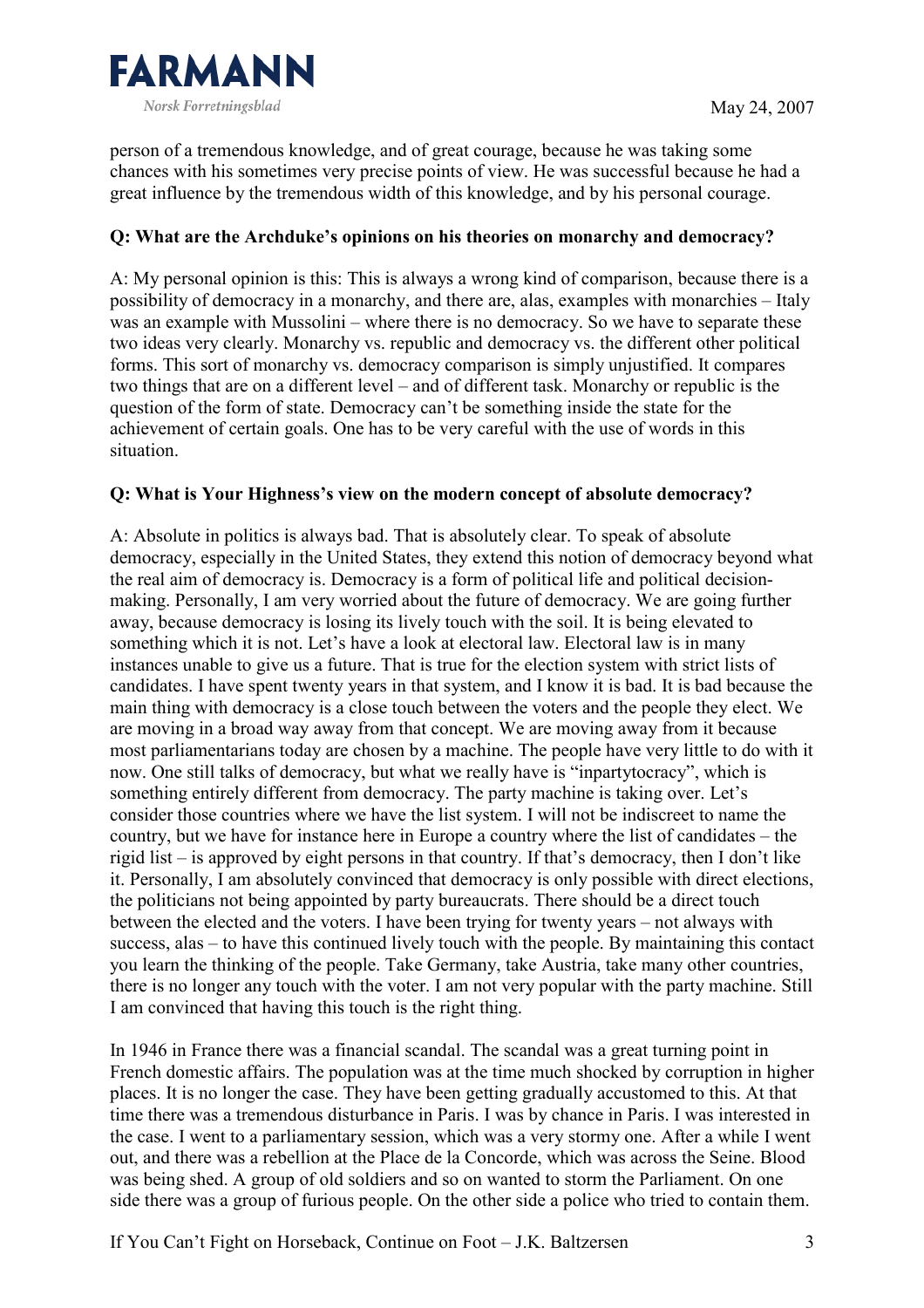person of a tremendous knowledge, and of great courage, because he was taking some chances with his sometimes very precise points of view. He was successful because he had a great influence by the tremendous width of this knowledge, and by his personal courage.

**Q: What are the Archduke's opinions on his theories on monarchy and democracy?**

A: My personal opinion is this: This is always a wrong kind of comparison, because there is a possibility of democracy in a monarchy, and there are, alas, examples with monarchies – Italy was an example with Mussolini – where there is no democracy. So we have to separate these two ideas very clearly. Monarchy vs. republic and democracy vs. the different other political forms. This sort of monarchy vs. democracy comparison is simply unjustified. It compares two things that are on a different level – and of different task. Monarchy or republic is the question of the form of state. Democracy can't be something inside the state for the achievement of certain goals. One has to be very careful with the use of words in this situation.

**Q: What is Your Highness's view on the modern concept of absolute democracy?**

A: Absolute in politics is always bad. That is absolutely clear. To speak of absolute democracy, especially in the United States, they extend this notion of democracy beyond what the real aim of democracy is. Democracy is a form of political life and political decision-making. Personally, I am very worried about the future of democracy. We are going further away, because democracy is losing its lively touch with the soil. It is being elevated to something which it is not. Let's have a look at electoral law. Electoral law is in many instances unable to give us a future. That is true for the election system with strict lists of candidates. I have spent twenty years in that system, and I know it is bad. It is bad because the main thing with democracy is a close touch between the voters and the people they elect. We are moving in a broad way away from that concept. We are moving away from it because most parliamentarians today are chosen by a machine. The people have very little to do with it now. One still talks of democracy, but what we really have is "inpartytocracy", which is something entirely different from democracy. The party machine is taking over. Let's consider those countries where we have the list system. I will not be indiscreet to name the country, but we have for instance here in Europe a country where the list of candidates – the rigid list – is approved by eight persons in that country. If that's democracy, then I don't like it. Personally, I am absolutely convinced that democracy is only possible with direct elections, the politicians not being appointed by party bureaucrats. There should be a direct touch between the elected and the voters. I have been trying for twenty years – not always with success, alas – to have this continued lively touch with the people. By maintaining this contact you learn the thinking of the people. Take Germany, take Austria, take many other countries, there is no longer any touch with the voter. I am not very popular with the party machine. Still I am convinced that having this touch is the right thing.

In 1946 in France there was a financial scandal. The scandal was a great turning point in French domestic affairs. The population was at the time much shocked by corruption in higher places. It is no longer the case. They have been getting gradually accustomed to this. At that time there was a tremendous disturbance in Paris. I was by chance in Paris. I was interested in the case. I went to a parliamentary session, which was a very stormy one. After a while I went out, and there was a rebellion at the Place de la Concorde, which was across the Seine. Blood was being shed. A group of old soldiers and so on wanted to storm the Parliament. On one side there was a group of furious people. On the other side a police who tried to contain them.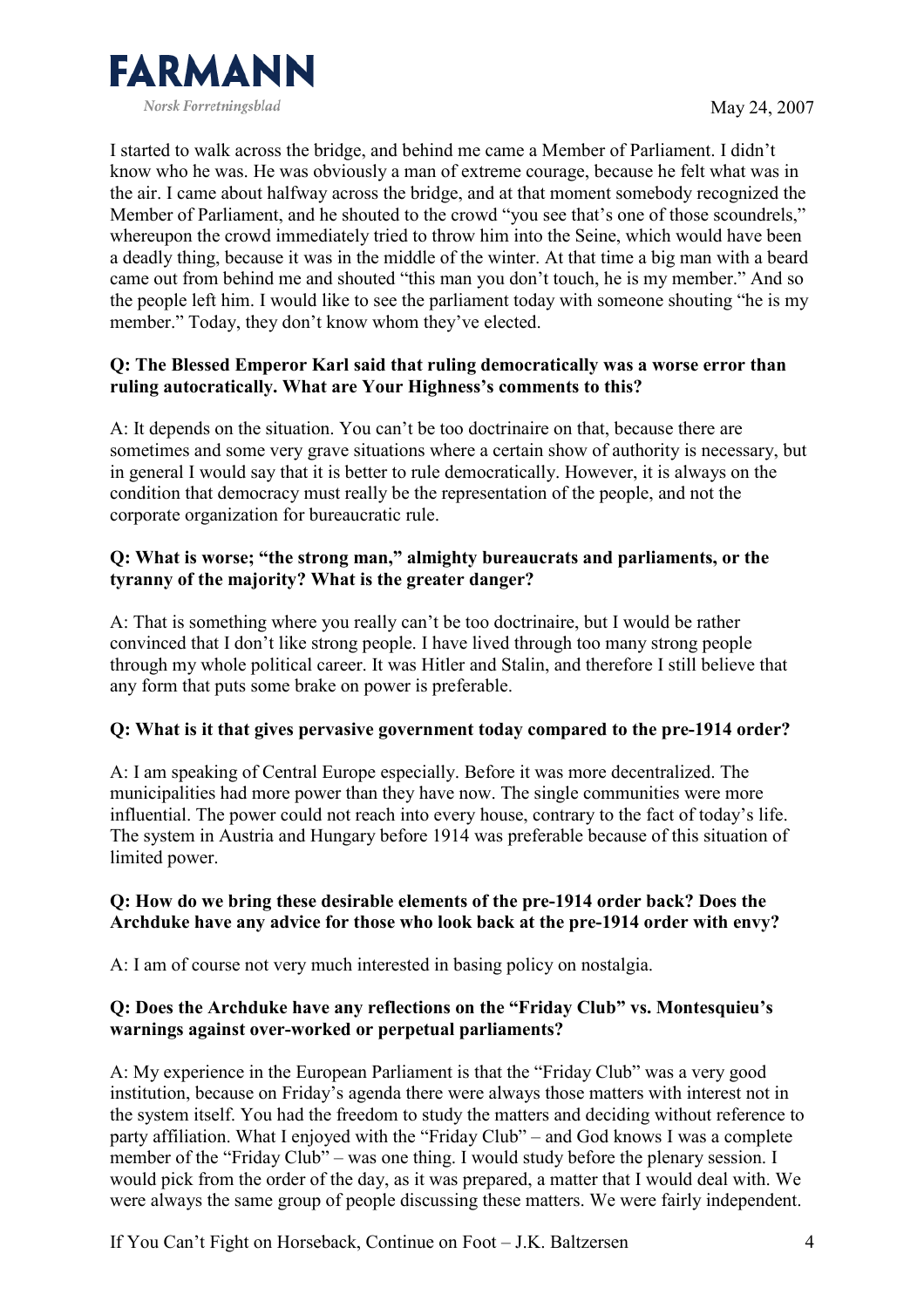I started to walk across the bridge, and behind me came a Member of Parliament. I didn't know who he was. He was obviously a man of extreme courage, because he felt what was in the air. I came about halfway across the bridge, and at that moment somebody recognized the Member of Parliament, and he shouted to the crowd "you see that's one of those scoundrels," whereupon the crowd immediately tried to throw him into the Seine, which would have been a deadly thing, because it was in the middle of the winter. At that time a big man with a beard came out from behind me and shouted "this man you don't touch, he is my member." And so the people left him. I would like to see the parliament today with someone shouting "he is my member." Today, they don't know whom they've elected.

**Q: The Blessed Emperor Karl said that ruling democratically was a worse error than ruling autocratically. What are Your Highness's comments to this?**

A: It depends on the situation. You can't be too doctrinaire on that, because there are sometimes and some very grave situations where a certain show of authority is necessary, but in general I would say that it is better to rule democratically. However, it is always on the condition that democracy must really be the representation of the people, and not the corporate organization for bureaucratic rule.

**Q: What is worse; "the strong man," almighty bureaucrats and parliaments, or the tyranny of the majority? What is the greater danger?**

A: That is something where you really can't be too doctrinaire, but I would be rather convinced that I don't like strong people. I have lived through too many strong people through my whole political career. It was Hitler and Stalin, and therefore I still believe that any form that puts some brake on power is preferable.

**Q: What is it that gives pervasive government today compared to the pre-1914 order?**

A: I am speaking of Central Europe especially. Before it was more decentralized. The municipalities had more power than they have now. The single communities were more influential. The power could not reach into every house, contrary to the fact of today's life. The system in Austria and Hungary before 1914 was preferable because of this situation of limited power.

**Q: How do we bring these desirable elements of the pre-1914 order back? Does the Archduke have any advice for those who look back at the pre-1914 order with envy?**

A: I am of course not very much interested in basing policy on nostalgia.

**Q: Does the Archduke have any reflections on the "Friday Club" vs. Montesquieu's warnings against over-worked or perpetual parliaments?**

A: My experience in the European Parliament is that the "Friday Club" was a very good institution, because on Friday's agenda there were always those matters with interest not in the system itself. You had the freedom to study the matters and deciding without reference to party affiliation. What I enjoyed with the "Friday Club" – and God knows I was a complete member of the "Friday Club" – was one thing. I would study before the plenary session. I would pick from the order of the day, as it was prepared, a matter that I would deal with. We were always the same group of people discussing these matters. We were fairly independent.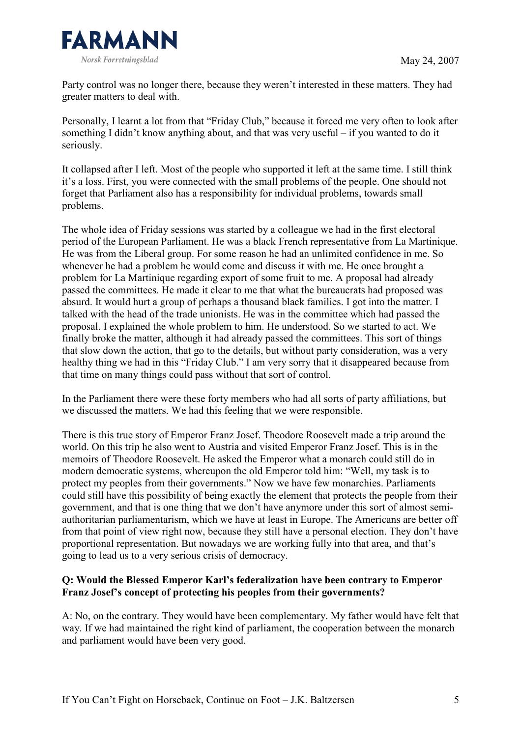Party control was no longer there, because they weren't interested in these matters. They had greater matters to deal with.

Personally, I learnt a lot from that "Friday Club," because it forced me very often to look after something I didn't know anything about, and that was very useful – if you wanted to do it seriously.

It collapsed after I left. Most of the people who supported it left at the same time. I still think it's a loss. First, you were connected with the small problems of the people. One should not forget that Parliament also has a responsibility for individual problems, towards small problems.

The whole idea of Friday sessions was started by a colleague we had in the first electoral period of the European Parliament. He was a black French representative from La Martinique. He was from the Liberal group. For some reason he had an unlimited confidence in me. So whenever he had a problem he would come and discuss it with me. He once brought a problem for La Martinique regarding export of some fruit to me. A proposal had already passed the committees. He made it clear to me that what the bureaucrats had proposed was absurd. It would hurt a group of perhaps a thousand black families. I got into the matter. I talked with the head of the trade unionists. He was in the committee which had passed the proposal. I explained the whole problem to him. He understood. So we started to act. We finally broke the matter, although it had already passed the committees. This sort of things that slow down the action, that go to the details, but without party consideration, was a very healthy thing we had in this "Friday Club." I am very sorry that it disappeared because from that time on many things could pass without that sort of control.

In the Parliament there were these forty members who had all sorts of party affiliations, but we discussed the matters. We had this feeling that we were responsible.

There is this true story of Emperor Franz Josef. Theodore Roosevelt made a trip around the world. On this trip he also went to Austria and visited Emperor Franz Josef. This is in the memoirs of Theodore Roosevelt. He asked the Emperor what a monarch could still do in modern democratic systems, whereupon the old Emperor told him: "Well, my task is to protect my peoples from their governments." Now we have few monarchies. Parliaments could still have this possibility of being exactly the element that protects the people from their government, and that is one thing that we don't have anymore under this sort of almost semi-authoritarian parliamentarism, which we have at least in Europe. The Americans are better off from that point of view right now, because they still have a personal election. They don't have proportional representation. But nowadays we are working fully into that area, and that's going to lead us to a very serious crisis of democracy.

**Q: Would the Blessed Emperor Karl's federalization have been contrary to Emperor Franz Josef's concept of protecting his peoples from their governments?**

A: No, on the contrary. They would have been complementary. My father would have felt that way. If we had maintained the right kind of parliament, the cooperation between the monarch and parliament would have been very good.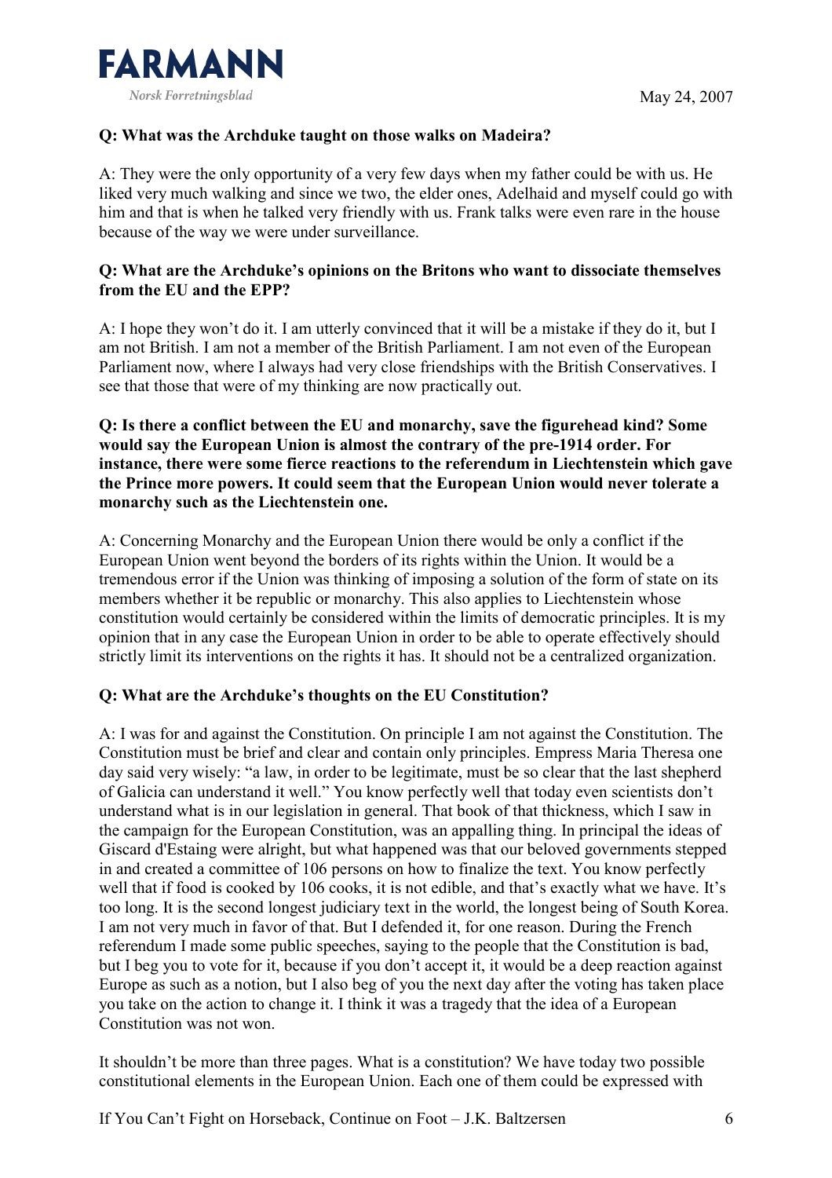**Q: What was the Archduke taught on those walks on Madeira?**

A: They were the only opportunity of a very few days when my father could be with us. He liked very much walking and since we two, the elder ones, Adelhaid and myself could go with him and that is when he talked very friendly with us. Frank talks were even rare in the house because of the way we were under surveillance.

**Q: What are the Archduke's opinions on the Britons who want to dissociate themselves from the EU and the EPP?**

A: I hope they won't do it. I am utterly convinced that it will be a mistake if they do it, but I am not British. I am not a member of the British Parliament. I am not even of the European Parliament now, where I always had very close friendships with the British Conservatives. I see that those that were of my thinking are now practically out.

**Q: Is there a conflict between the EU and monarchy, save the figurehead kind? Some would say the European Union is almost the contrary of the pre-1914 order. For instance, there were some fierce reactions to the referendum in Liechtenstein which gave the Prince more powers. It could seem that the European Union would never tolerate a monarchy such as the Liechtenstein one.**

A: Concerning Monarchy and the European Union there would be only a conflict if the European Union went beyond the borders of its rights within the Union. It would be a tremendous error if the Union was thinking of imposing a solution of the form of state on its members whether it be republic or monarchy. This also applies to Liechtenstein whose constitution would certainly be considered within the limits of democratic principles. It is my opinion that in any case the European Union in order to be able to operate effectively should strictly limit its interventions on the rights it has. It should not be a centralized organization.

**Q: What are the Archduke's thoughts on the EU Constitution?**

A: I was for and against the Constitution. On principle I am not against the Constitution. The Constitution must be brief and clear and contain only principles. Empress Maria Theresa one day said very wisely: "a law, in order to be legitimate, must be so clear that the last shepherd of Galicia can understand it well." You know perfectly well that today even scientists don't understand what is in our legislation in general. That book of that thickness, which I saw in the campaign for the European Constitution, was an appalling thing. In principal the ideas of Giscard d'Estaing were alright, but what happened was that our beloved governments stepped in and created a committee of 106 persons on how to finalize the text. You know perfectly well that if food is cooked by 106 cooks, it is not edible, and that's exactly what we have. It's too long. It is the second longest judiciary text in the world, the longest being of South Korea. I am not very much in favor of that. But I defended it, for one reason. During the French referendum I made some public speeches, saying to the people that the Constitution is bad, but I beg you to vote for it, because if you don't accept it, it would be a deep reaction against Europe as such as a notion, but I also beg of you the next day after the voting has taken place you take on the action to change it. I think it was a tragedy that the idea of a European Constitution was not won.

It shouldn't be more than three pages. What is a constitution? We have today two possible constitutional elements in the European Union. Each one of them could be expressed with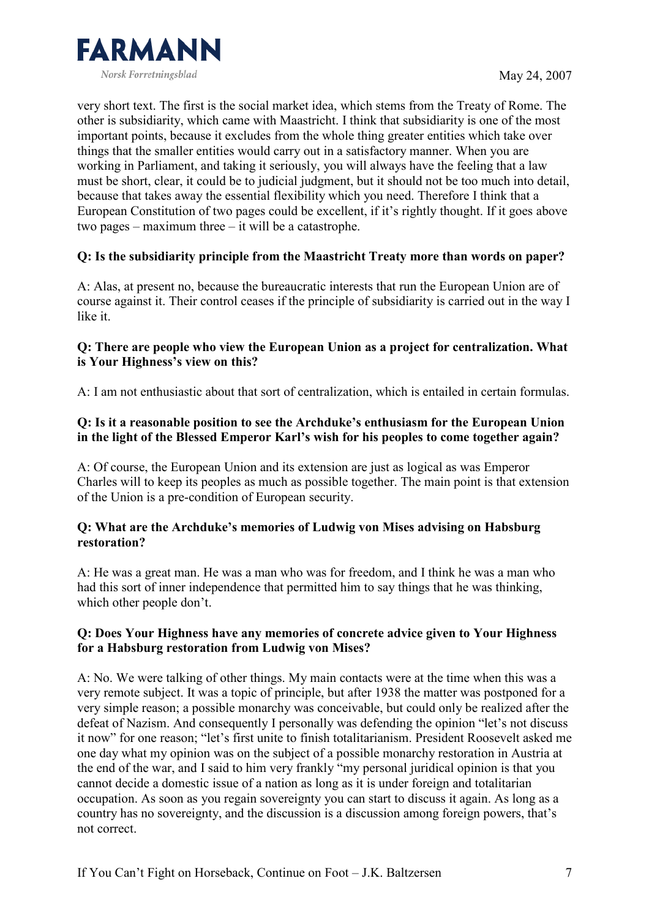very short text. The first is the social market idea, which stems from the Treaty of Rome. The other is subsidiarity, which came with Maastricht. I think that subsidiarity is one of the most important points, because it excludes from the whole thing greater entities which take over things that the smaller entities would carry out in a satisfactory manner. When you are working in Parliament, and taking it seriously, you will always have the feeling that a law must be short, clear, it could be to judicial judgment, but it should not be too much into detail, because that takes away the essential flexibility which you need. Therefore I think that a European Constitution of two pages could be excellent, if it's rightly thought. If it goes above two pages – maximum three – it will be a catastrophe.

**Q: Is the subsidiarity principle from the Maastricht Treaty more than words on paper?**

A: Alas, at present no, because the bureaucratic interests that run the European Union are of course against it. Their control ceases if the principle of subsidiarity is carried out in the way I like it.

**Q: There are people who view the European Union as a project for centralization. What is Your Highness's view on this?**

A: I am not enthusiastic about that sort of centralization, which is entailed in certain formulas.

**Q: Is it a reasonable position to see the Archduke's enthusiasm for the European Union in the light of the Blessed Emperor Karl's wish for his peoples to come together again?**

A: Of course, the European Union and its extension are just as logical as was Emperor Charles will to keep its peoples as much as possible together. The main point is that extension of the Union is a pre-condition of European security.

**Q: What are the Archduke's memories of Ludwig von Mises advising on Habsburg restoration?**

A: He was a great man. He was a man who was for freedom, and I think he was a man who had this sort of inner independence that permitted him to say things that he was thinking, which other people don't.

**Q: Does Your Highness have any memories of concrete advice given to Your Highness for a Habsburg restoration from Ludwig von Mises?**

A: No. We were talking of other things. My main contacts were at the time when this was a very remote subject. It was a topic of principle, but after 1938 the matter was postponed for a very simple reason; a possible monarchy was conceivable, but could only be realized after the defeat of Nazism. And consequently I personally was defending the opinion "let's not discuss it now" for one reason; "let's first unite to finish totalitarianism. President Roosevelt asked me one day what my opinion was on the subject of a possible monarchy restoration in Austria at the end of the war, and I said to him very frankly "my personal juridical opinion is that you cannot decide a domestic issue of a nation as long as it is under foreign and totalitarian occupation. As soon as you regain sovereignty you can start to discuss it again. As long as a country has no sovereignty, and the discussion is a discussion among foreign powers, that's not correct.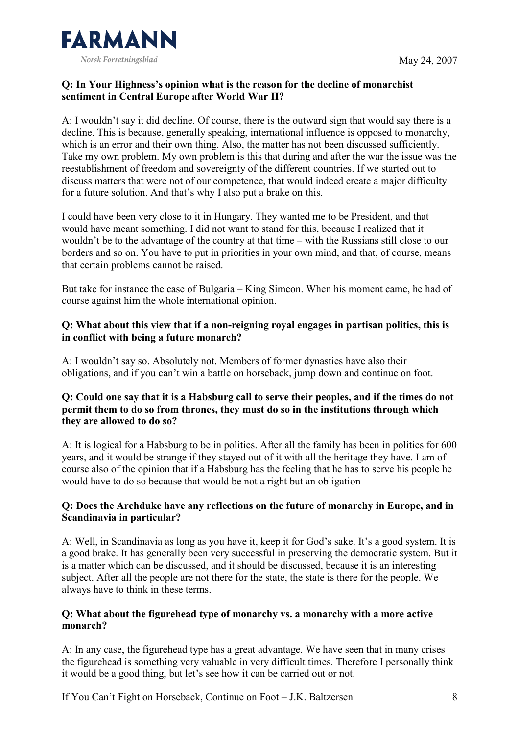**Q: In Your Highness's opinion what is the reason for the decline of monarchist sentiment in Central Europe after World War II?**

A: I wouldn't say it did decline. Of course, there is the outward sign that would say there is a decline. This is because, generally speaking, international influence is opposed to monarchy, which is an error and their own thing. Also, the matter has not been discussed sufficiently. Take my own problem. My own problem is this that during and after the war the issue was the reestablishment of freedom and sovereignty of the different countries. If we started out to discuss matters that were not of our competence, that would indeed create a major difficulty for a future solution. And that's why I also put a brake on this.

I could have been very close to it in Hungary. They wanted me to be President, and that would have meant something. I did not want to stand for this, because I realized that it wouldn't be to the advantage of the country at that time – with the Russians still close to our borders and so on. You have to put in priorities in your own mind, and that, of course, means that certain problems cannot be raised.

But take for instance the case of Bulgaria – King Simeon. When his moment came, he had of course against him the whole international opinion.

**Q: What about this view that if a non-reigning royal engages in partisan politics, this is in conflict with being a future monarch?**

A: I wouldn't say so. Absolutely not. Members of former dynasties have also their obligations, and if you can't win a battle on horseback, jump down and continue on foot.

**Q: Could one say that it is a Habsburg call to serve their peoples, and if the times do not permit them to do so from thrones, they must do so in the institutions through which they are allowed to do so?**

A: It is logical for a Habsburg to be in politics. After all the family has been in politics for 600 years, and it would be strange if they stayed out of it with all the heritage they have. I am of course also of the opinion that if a Habsburg has the feeling that he has to serve his people he would have to do so because that would be not a right but an obligation

**Q: Does the Archduke have any reflections on the future of monarchy in Europe, and in Scandinavia in particular?**

A: Well, in Scandinavia as long as you have it, keep it for God's sake. It's a good system. It is a good brake. It has generally been very successful in preserving the democratic system. But it is a matter which can be discussed, and it should be discussed, because it is an interesting subject. After all the people are not there for the state, the state is there for the people. We always have to think in these terms.

**Q: What about the figurehead type of monarchy vs. a monarchy with a more active monarch?**

A: In any case, the figurehead type has a great advantage. We have seen that in many crises the figurehead is something very valuable in very difficult times. Therefore I personally think it would be a good thing, but let's see how it can be carried out or not.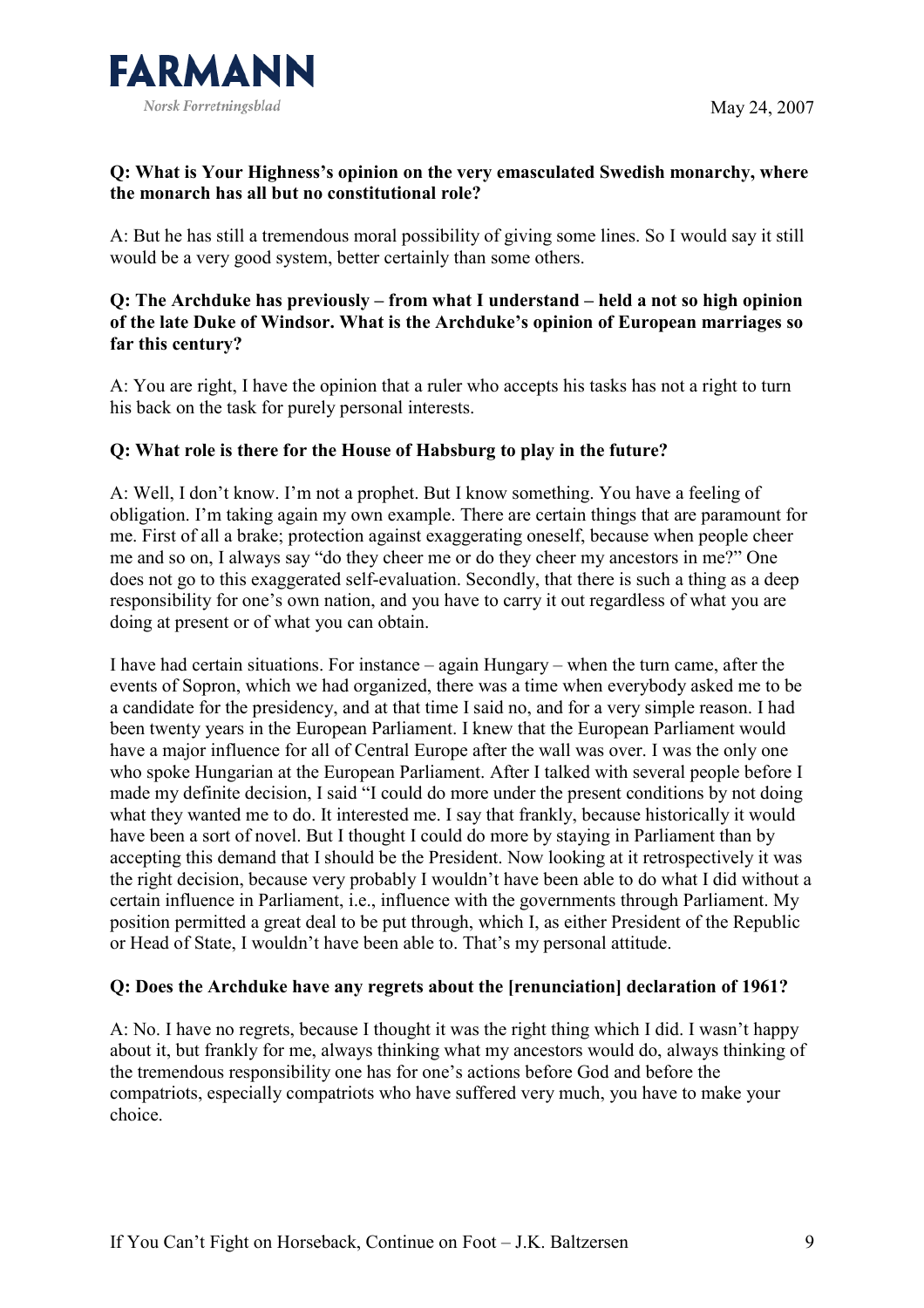**Q: What is Your Highness's opinion on the very emasculated Swedish monarchy, where the monarch has all but no constitutional role?**

A: But he has still a tremendous moral possibility of giving some lines. So I would say it still would be a very good system, better certainly than some others.

**Q: The Archduke has previously – from what I understand – held a not so high opinion of the late Duke of Windsor. What is the Archduke's opinion of European marriages so far this century?**

A: You are right, I have the opinion that a ruler who accepts his tasks has not a right to turn his back on the task for purely personal interests.

**Q: What role is there for the House of Habsburg to play in the future?**

A: Well, I don't know. I'm not a prophet. But I know something. You have a feeling of obligation. I'm taking again my own example. There are certain things that are paramount for me. First of all a brake; protection against exaggerating oneself, because when people cheer me and so on, I always say "do they cheer me or do they cheer my ancestors in me?" One does not go to this exaggerated self-evaluation. Secondly, that there is such a thing as a deep responsibility for one's own nation, and you have to carry it out regardless of what you are doing at present or of what you can obtain.

I have had certain situations. For instance – again Hungary – when the turn came, after the events of Sopron, which we had organized, there was a time when everybody asked me to be a candidate for the presidency, and at that time I said no, and for a very simple reason. I had been twenty years in the European Parliament. I knew that the European Parliament would have a major influence for all of Central Europe after the wall was over. I was the only one who spoke Hungarian at the European Parliament. After I talked with several people before I made my definite decision, I said "I could do more under the present conditions by not doing what they wanted me to do. It interested me. I say that frankly, because historically it would have been a sort of novel. But I thought I could do more by staying in Parliament than by accepting this demand that I should be the President. Now looking at it retrospectively it was the right decision, because very probably I wouldn't have been able to do what I did without a certain influence in Parliament, i.e., influence with the governments through Parliament. My position permitted a great deal to be put through, which I, as either President of the Republic or Head of State, I wouldn't have been able to. That's my personal attitude.

**Q: Does the Archduke have any regrets about the [renunciation] declaration of 1961?**

A: No. I have no regrets, because I thought it was the right thing which I did. I wasn't happy about it, but frankly for me, always thinking what my ancestors would do, always thinking of the tremendous responsibility one has for one's actions before God and before the compatriots, especially compatriots who have suffered very much, you have to make your choice.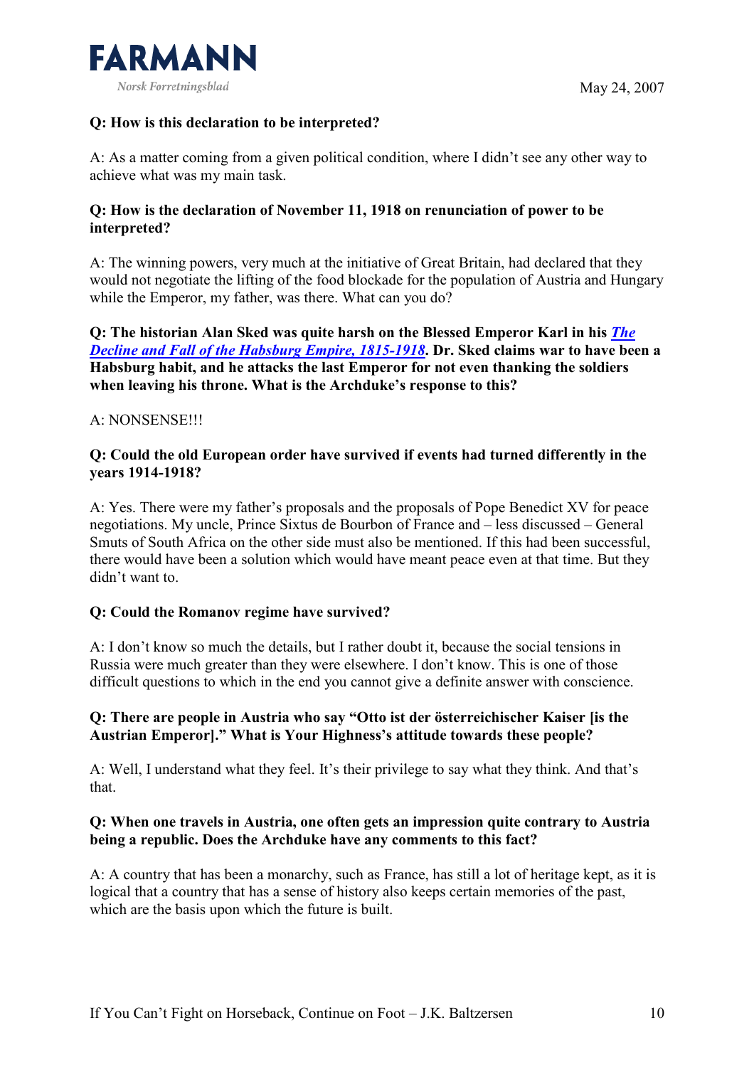**Q: How is this declaration to be interpreted?**

A: As a matter coming from a given political condition, where I didn't see any other way to achieve what was my main task.

**Q: How is the declaration of November 11, 1918 on renunciation of power to be interpreted?**

A: The winning powers, very much at the initiative of Great Britain, had declared that they would not negotiate the lifting of the food blockade for the population of Austria and Hungary while the Emperor, my father, was there. What can you do?

**Q: The historian Alan Sked was quite harsh on the Blessed Emperor Karl in his *The Decline and Fall of the Habsburg Empire, 1815-1918*. Dr. Sked claims war to have been a Habsburg habit, and he attacks the last Emperor for not even thanking the soldiers when leaving his throne. What is the Archduke's response to this?**

A: NONSENSE!!!

**Q: Could the old European order have survived if events had turned differently in the years 1914-1918?**

A: Yes. There were my father's proposals and the proposals of Pope Benedict XV for peace negotiations. My uncle, Prince Sixtus de Bourbon of France and – less discussed – General Smuts of South Africa on the other side must also be mentioned. If this had been successful, there would have been a solution which would have meant peace even at that time. But they didn't want to.

**Q: Could the Romanov regime have survived?**

A: I don't know so much the details, but I rather doubt it, because the social tensions in Russia were much greater than they were elsewhere. I don't know. This is one of those difficult questions to which in the end you cannot give a definite answer with conscience.

**Q: There are people in Austria who say "Otto ist der österreichischer Kaiser [is the Austrian Emperor]." What is Your Highness's attitude towards these people?**

A: Well, I understand what they feel. It's their privilege to say what they think. And that's that.

**Q: When one travels in Austria, one often gets an impression quite contrary to Austria being a republic. Does the Archduke have any comments to this fact?**

A: A country that has been a monarchy, such as France, has still a lot of heritage kept, as it is logical that a country that has a sense of history also keeps certain memories of the past, which are the basis upon which the future is built.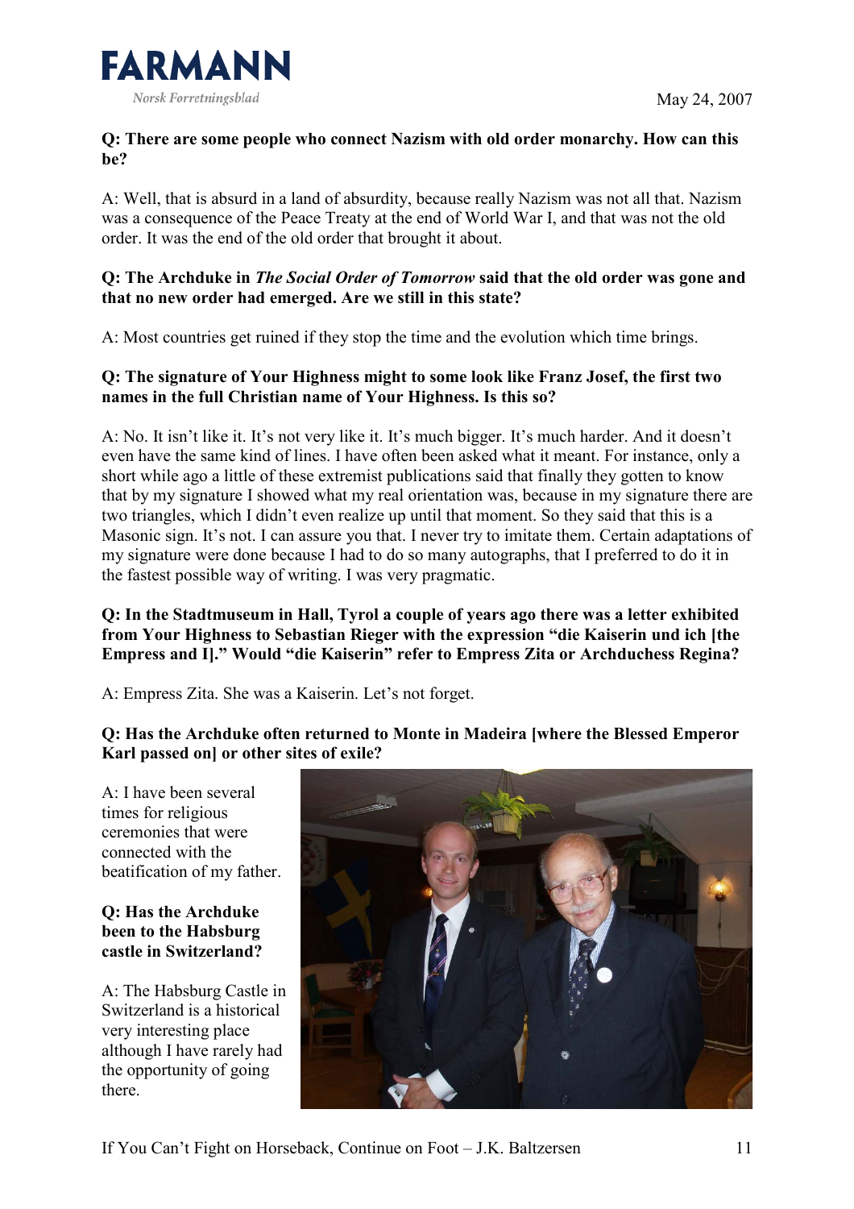**Q: There are some people who connect Nazism with old order monarchy. How can this be?**

A: Well, that is absurd in a land of absurdity, because really Nazism was not all that. Nazism was a consequence of the Peace Treaty at the end of World War I, and that was not the old order. It was the end of the old order that brought it about.

**Q: The Archduke in *The Social Order of Tomorrow* said that the old order was gone and that no new order had emerged. Are we still in this state?**

A: Most countries get ruined if they stop the time and the evolution which time brings.

**Q: The signature of Your Highness might to some look like Franz Josef, the first two names in the full Christian name of Your Highness. Is this so?**

A: No. It isn't like it. It's not very like it. It's much bigger. It's much harder. And it doesn't even have the same kind of lines. I have often been asked what it meant. For instance, only a short while ago a little of these extremist publications said that finally they gotten to know that by my signature I showed what my real orientation was, because in my signature there are two triangles, which I didn't even realize up until that moment. So they said that this is a Masonic sign. It's not. I can assure you that. I never try to imitate them. Certain adaptations of my signature were done because I had to do so many autographs, that I preferred to do it in the fastest possible way of writing. I was very pragmatic.

**Q: In the Stadtmuseum in Hall, Tyrol a couple of years ago there was a letter exhibited from Your Highness to Sebastian Rieger with the expression "die Kaiserin und ich [the Empress and I]." Would "die Kaiserin" refer to Empress Zita or Archduchess Regina?**

A: Empress Zita. She was a Kaiserin. Let's not forget.

**Q: Has the Archduke often returned to Monte in Madeira [where the Blessed Emperor Karl passed on] or other sites of exile?**

A: I have been several times for religious ceremonies that were connected with the beatification of my father.

**Q: Has the Archduke been to the Habsburg castle in Switzerland?**

A: The Habsburg Castle in Switzerland is a historical very interesting place although I have rarely had the opportunity of going there.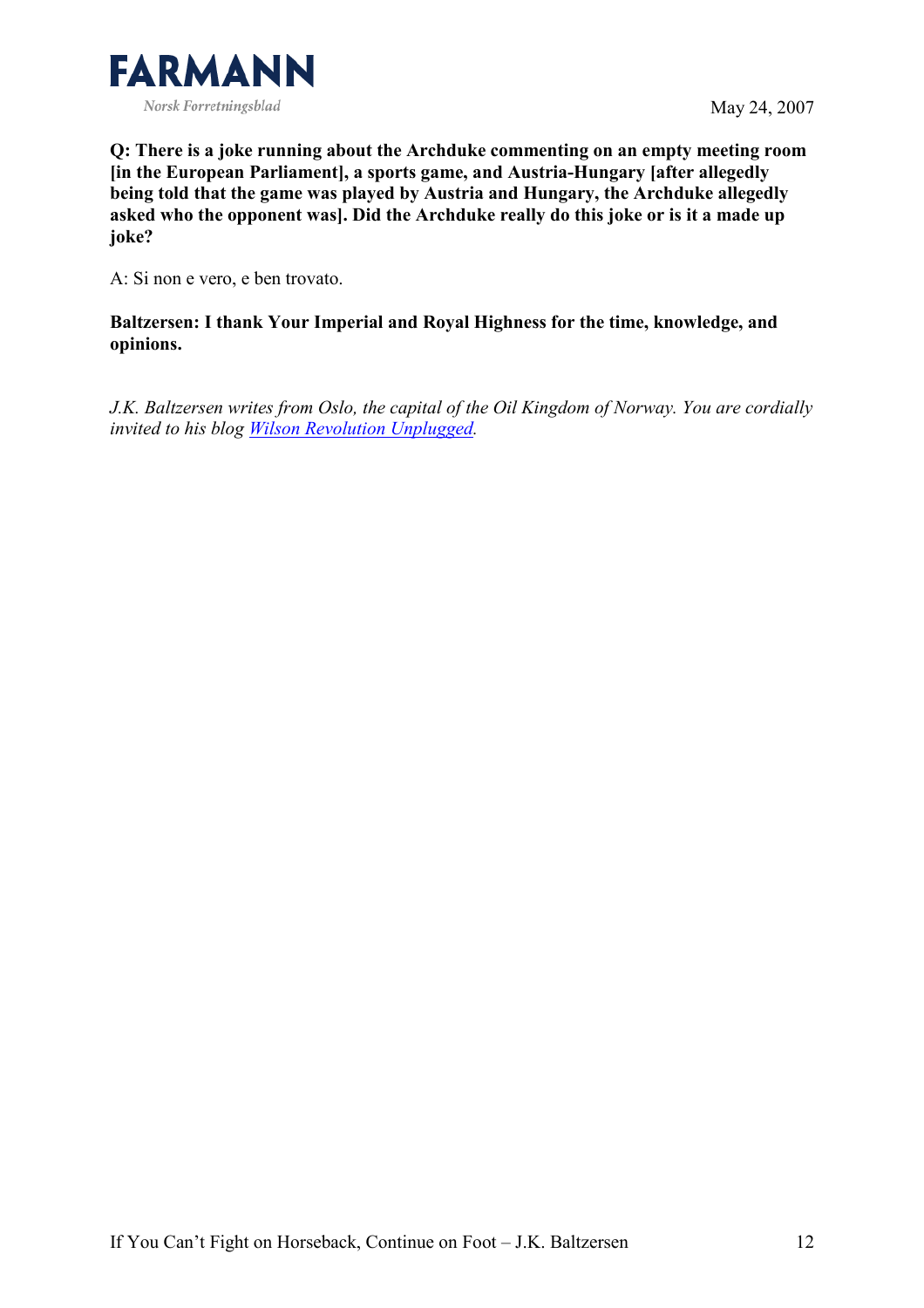**Q: There is a joke running about the Archduke commenting on an empty meeting room [in the European Parliament], a sports game, and Austria-Hungary [after allegedly being told that the game was played by Austria and Hungary, the Archduke allegedly asked who the opponent was]. Did the Archduke really do this joke or is it a made up joke?**

A: Si non e vero, e ben trovato.

**Baltzersen: I thank Your Imperial and Royal Highness for the time, knowledge, and opinions.**

*J.K. Baltzersen writes from Oslo, the capital of the Oil Kingdom of Norway. You are cordially invited to his blog Wilson Revolution Unplugged.*